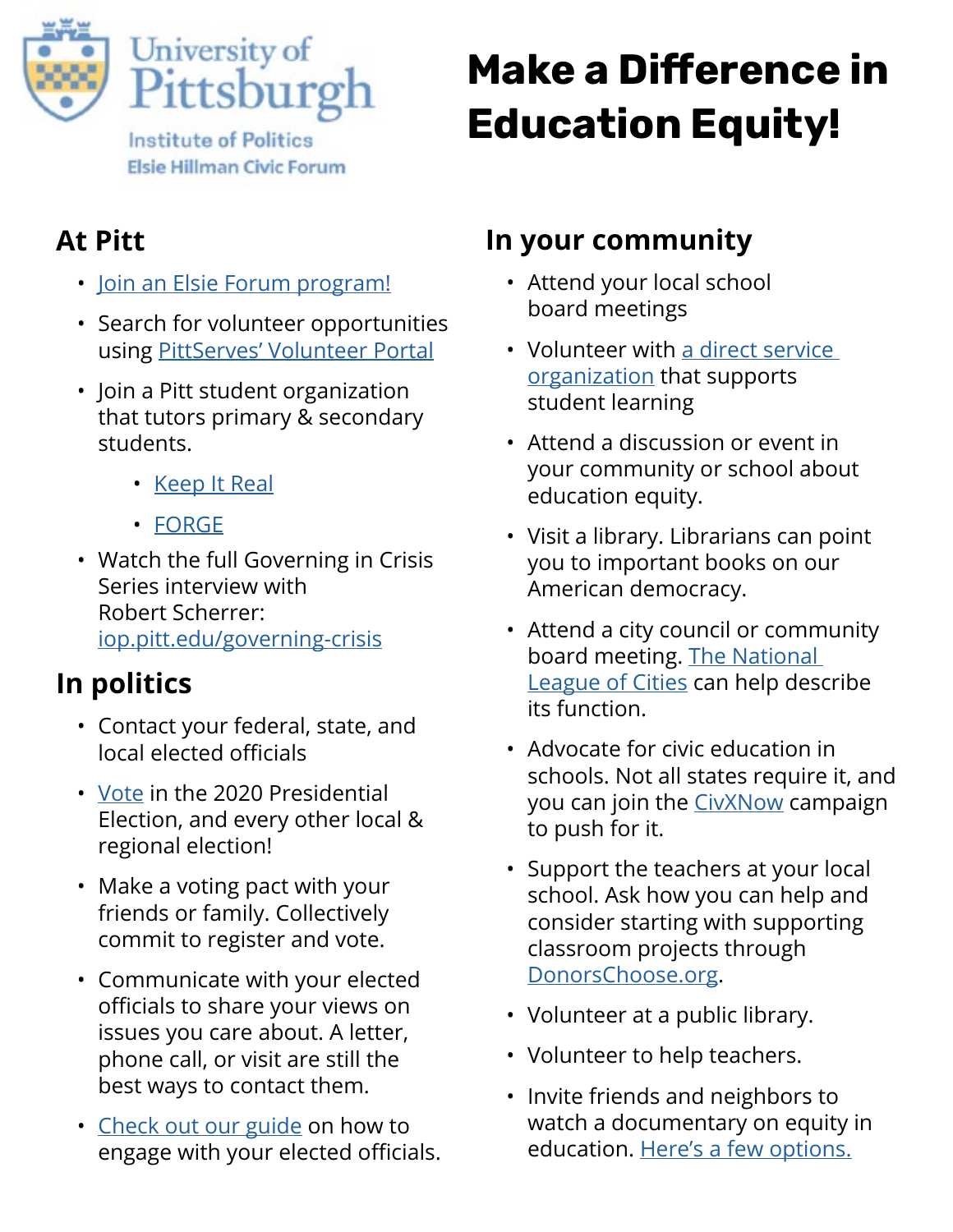University of Pittsburgh
Institute of Politics
Elsie Hillman Civic Forum

# Make a Difference in Education Equity!

## At Pitt

- Join an Elsie Forum program!
- Search for volunteer opportunities using PittServes' Volunteer Portal
- Join a Pitt student organization that tutors primary & secondary students.
  - Keep It Real
  - FORGE
- Watch the full Governing in Crisis Series interview with Robert Scherrer: iop.pitt.edu/governing-crisis

## In politics

- Contact your federal, state, and local elected officials
- Vote in the 2020 Presidential Election, and every other local & regional election!
- Make a voting pact with your friends or family. Collectively commit to register and vote.
- Communicate with your elected officials to share your views on issues you care about. A letter, phone call, or visit are still the best ways to contact them.
- Check out our guide on how to engage with your elected officials.

## In your community

- Attend your local school board meetings
- Volunteer with a direct service organization that supports student learning
- Attend a discussion or event in your community or school about education equity.
- Visit a library. Librarians can point you to important books on our American democracy.
- Attend a city council or community board meeting. The National League of Cities can help describe its function.
- Advocate for civic education in schools. Not all states require it, and you can join the CivXNow campaign to push for it.
- Support the teachers at your local school. Ask how you can help and consider starting with supporting classroom projects through DonorsChoose.org.
- Volunteer at a public library.
- Volunteer to help teachers.
- Invite friends and neighbors to watch a documentary on equity in education. Here's a few options.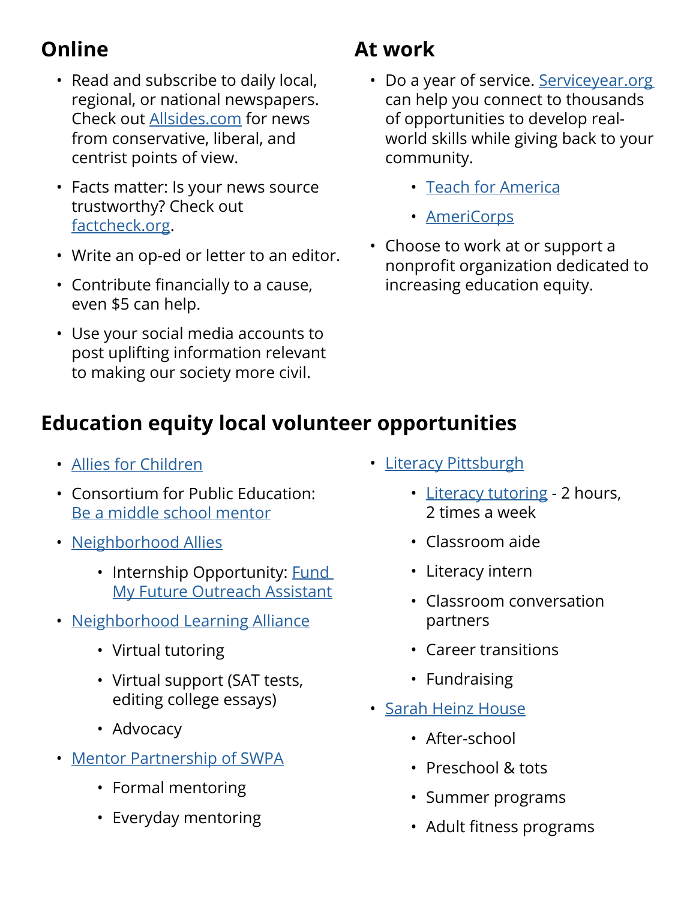## Online

- Read and subscribe to daily local, regional, or national newspapers. Check out Allsides.com for news from conservative, liberal, and centrist points of view.
- Facts matter: Is your news source trustworthy? Check out factcheck.org.
- Write an op-ed or letter to an editor.
- Contribute financially to a cause, even $5 can help.
- Use your social media accounts to post uplifting information relevant to making our society more civil.

## At work

- Do a year of service. Serviceyear.org can help you connect to thousands of opportunities to develop real-world skills while giving back to your community.
    - Teach for America
    - AmeriCorps
- Choose to work at or support a nonprofit organization dedicated to increasing education equity.

## Education equity local volunteer opportunities

- Allies for Children
- Consortium for Public Education: Be a middle school mentor
- Neighborhood Allies
    - Internship Opportunity: Fund My Future Outreach Assistant
- Neighborhood Learning Alliance
    - Virtual tutoring
    - Virtual support (SAT tests, editing college essays)
    - Advocacy
- Mentor Partnership of SWPA
    - Formal mentoring
    - Everyday mentoring
- Literacy Pittsburgh
    - Literacy tutoring - 2 hours, 2 times a week
    - Classroom aide
    - Literacy intern
    - Classroom conversation partners
    - Career transitions
    - Fundraising
- Sarah Heinz House
    - After-school
    - Preschool & tots
    - Summer programs
    - Adult fitness programs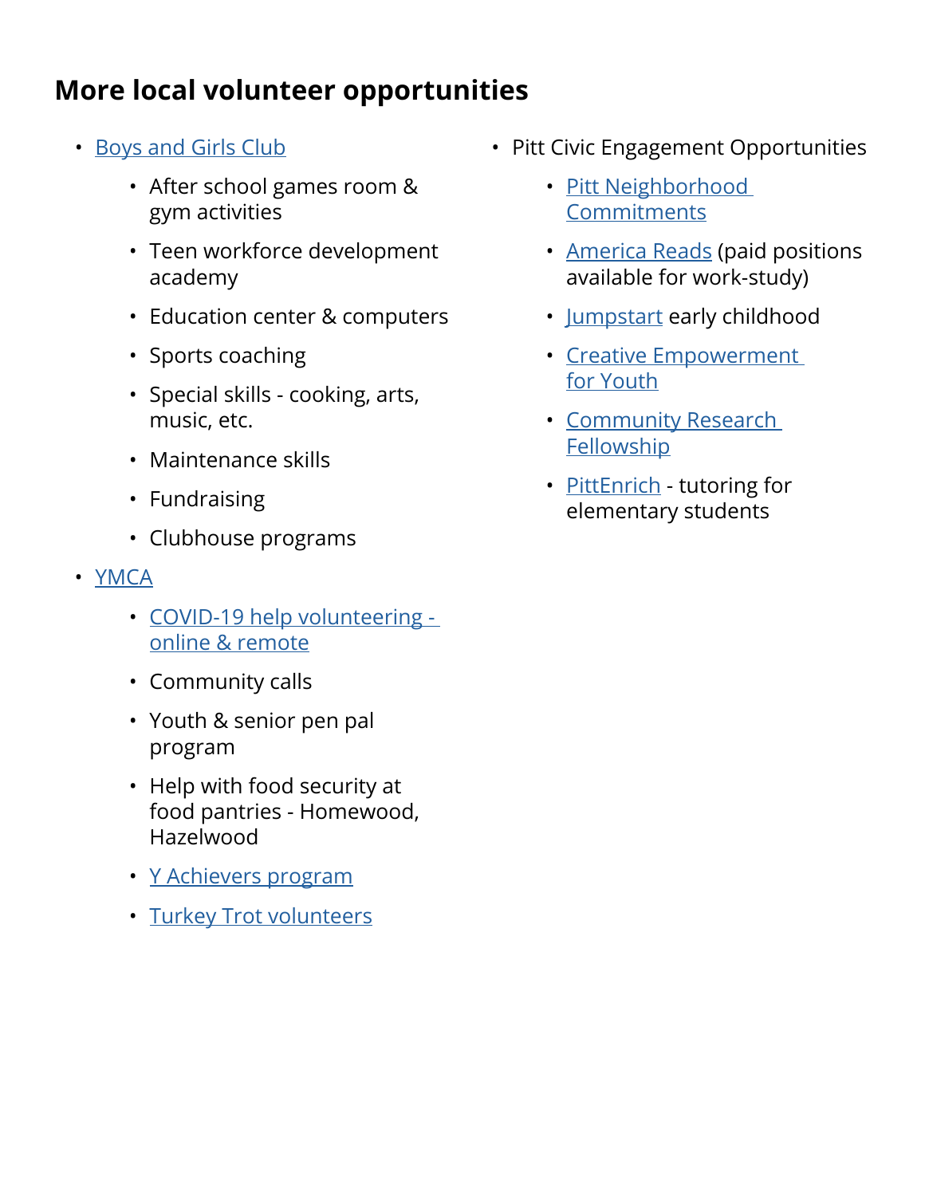## More local volunteer opportunities

- Boys and Girls Club
  - After school games room & gym activities
  - Teen workforce development academy
  - Education center & computers
  - Sports coaching
  - Special skills - cooking, arts, music, etc.
  - Maintenance skills
  - Fundraising
  - Clubhouse programs
- YMCA
  - COVID-19 help volunteering - online & remote
  - Community calls
  - Youth & senior pen pal program
  - Help with food security at food pantries - Homewood, Hazelwood
  - Y Achievers program
  - Turkey Trot volunteers
- Pitt Civic Engagement Opportunities
  - Pitt Neighborhood Commitments
  - America Reads (paid positions available for work-study)
  - Jumpstart early childhood
  - Creative Empowerment for Youth
  - Community Research Fellowship
  - PittEnrich - tutoring for elementary students